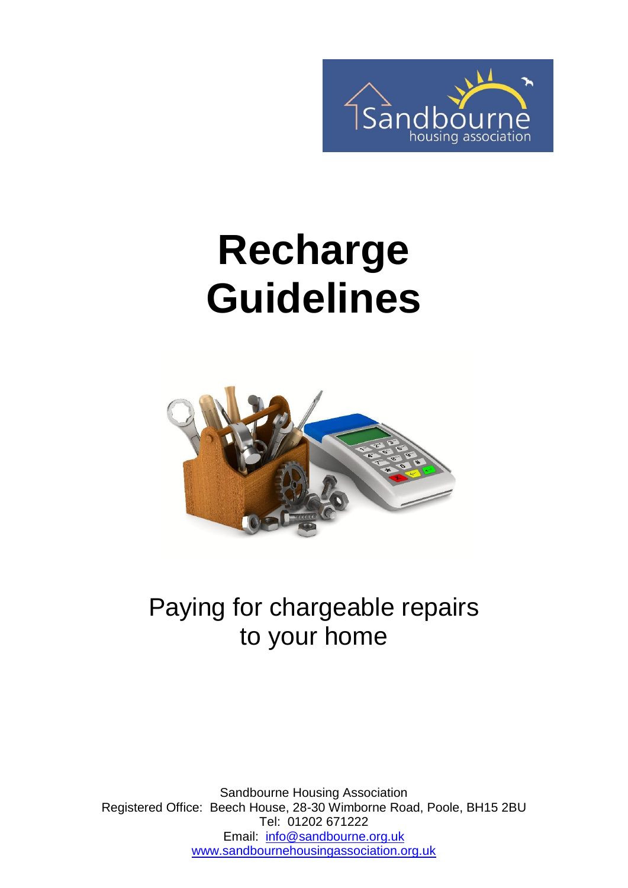# Recharge Guidelines

Paying for chargeable repairs to your home

Sandbourne Housing Association
Registered Office: Beech House, 28-30 Wimborne Road, Poole, BH15 2BU
Tel: 01202 671222
Email: info@sandbourne.org.uk
www.sandbournehousingassociation.org.uk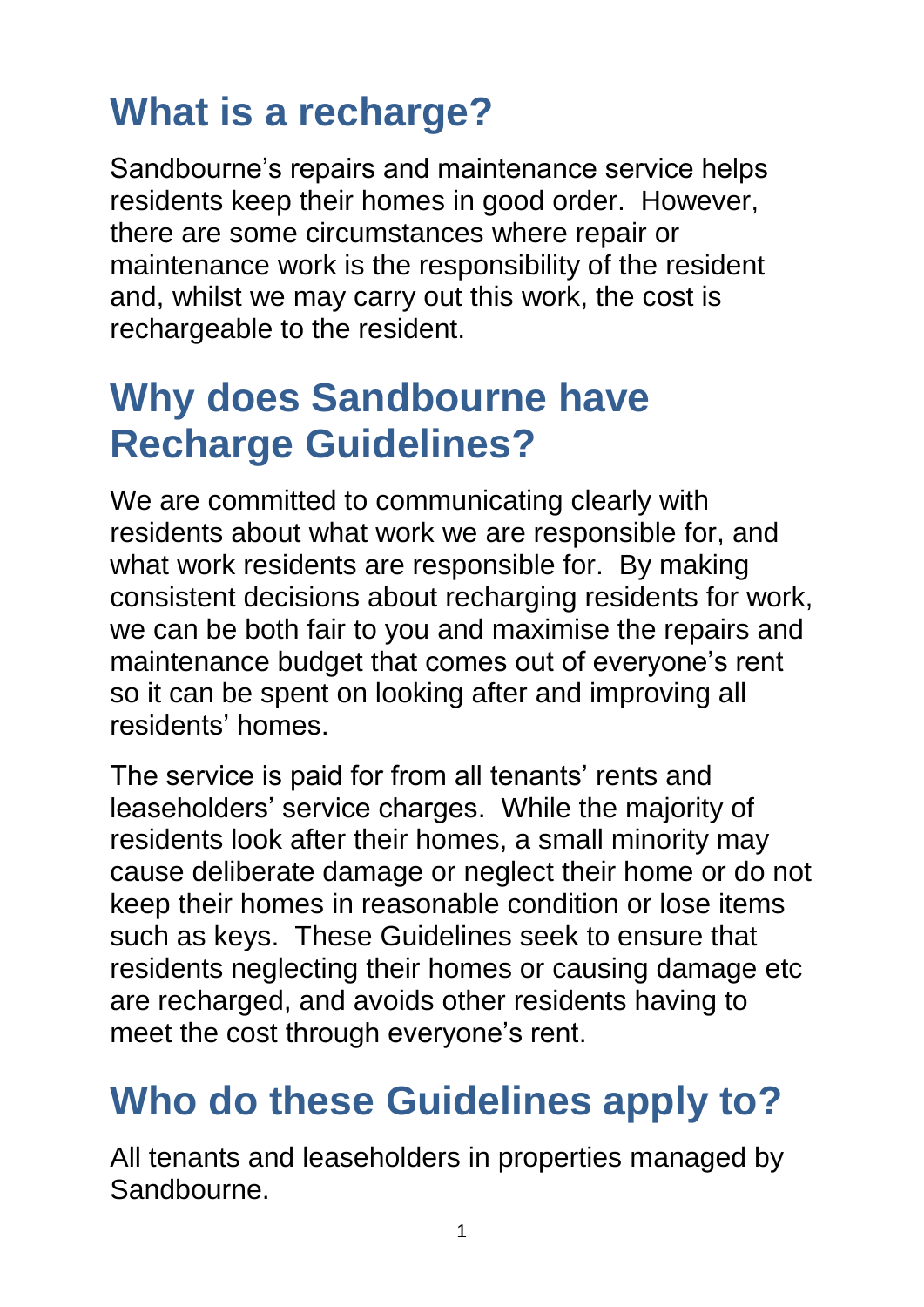# What is a recharge?

Sandbourne's repairs and maintenance service helps residents keep their homes in good order. However, there are some circumstances where repair or maintenance work is the responsibility of the resident and, whilst we may carry out this work, the cost is rechargeable to the resident.

# Why does Sandbourne have Recharge Guidelines?

We are committed to communicating clearly with residents about what work we are responsible for, and what work residents are responsible for. By making consistent decisions about recharging residents for work, we can be both fair to you and maximise the repairs and maintenance budget that comes out of everyone's rent so it can be spent on looking after and improving all residents' homes.

The service is paid for from all tenants' rents and leaseholders' service charges. While the majority of residents look after their homes, a small minority may cause deliberate damage or neglect their home or do not keep their homes in reasonable condition or lose items such as keys. These Guidelines seek to ensure that residents neglecting their homes or causing damage etc are recharged, and avoids other residents having to meet the cost through everyone's rent.

# Who do these Guidelines apply to?

All tenants and leaseholders in properties managed by Sandbourne.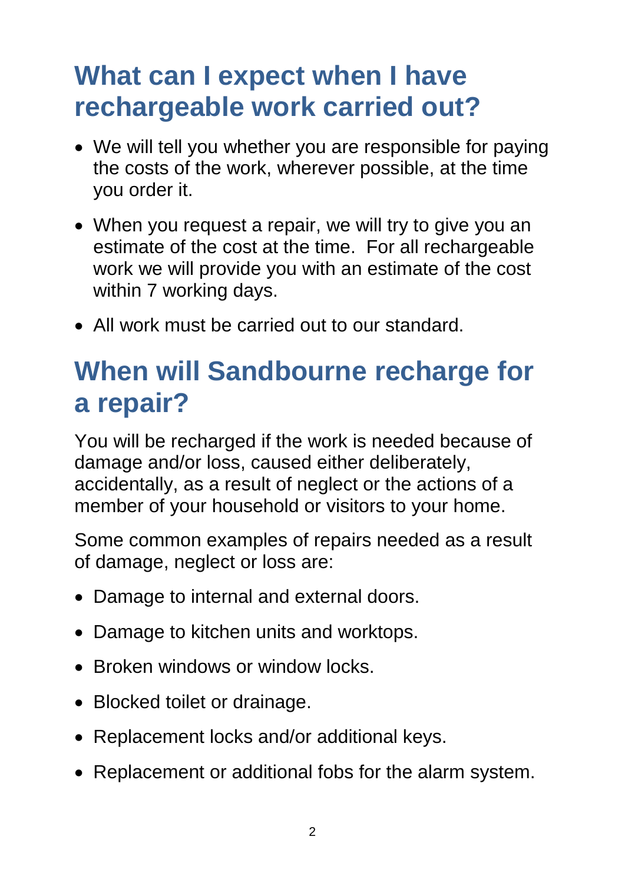## What can I expect when I have rechargeable work carried out?

- We will tell you whether you are responsible for paying the costs of the work, wherever possible, at the time you order it.
- When you request a repair, we will try to give you an estimate of the cost at the time. For all rechargeable work we will provide you with an estimate of the cost within 7 working days.
- All work must be carried out to our standard.

## When will Sandbourne recharge for a repair?

You will be recharged if the work is needed because of damage and/or loss, caused either deliberately, accidentally, as a result of neglect or the actions of a member of your household or visitors to your home.

Some common examples of repairs needed as a result of damage, neglect or loss are:

- Damage to internal and external doors.
- Damage to kitchen units and worktops.
- Broken windows or window locks.
- Blocked toilet or drainage.
- Replacement locks and/or additional keys.
- Replacement or additional fobs for the alarm system.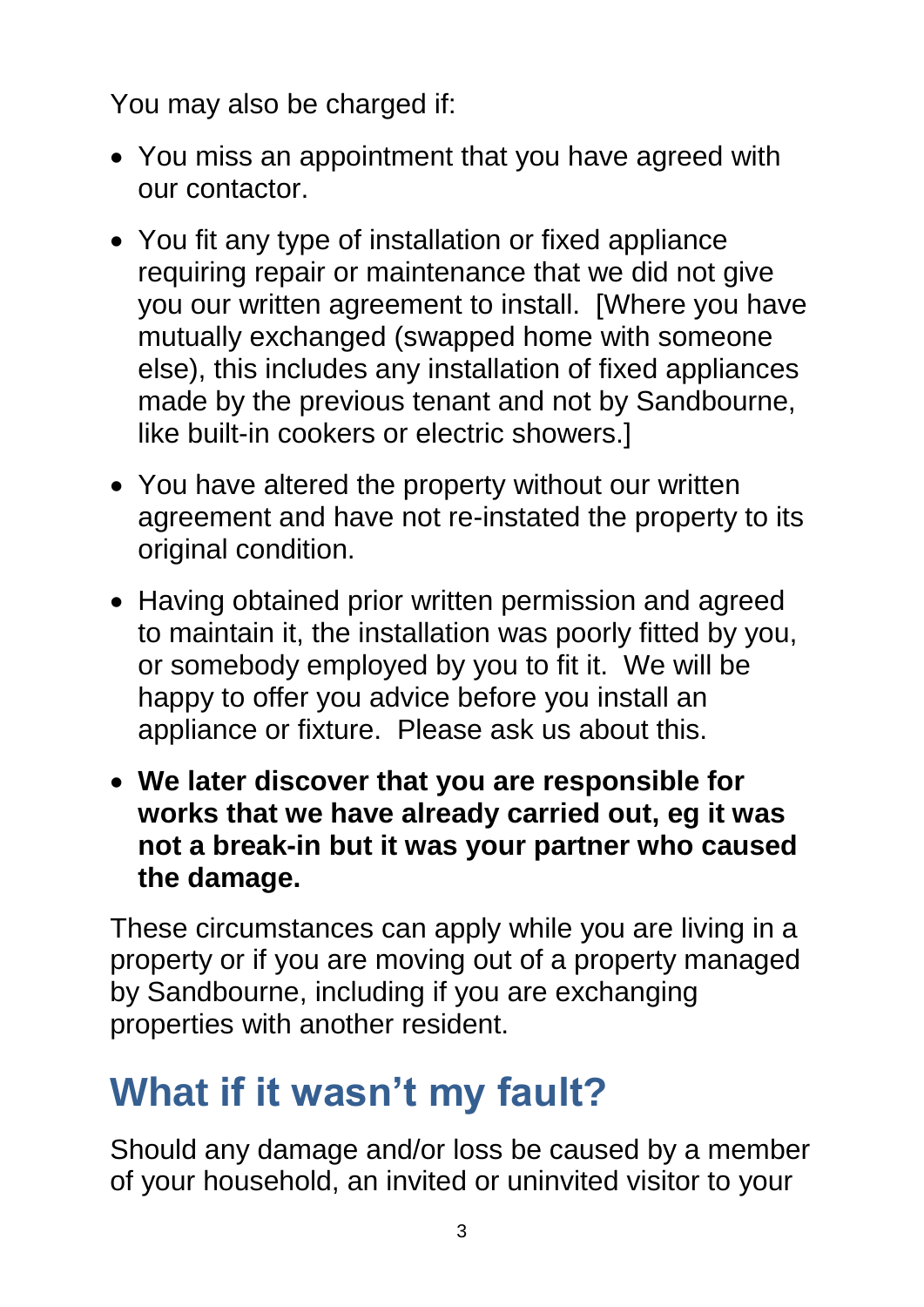You may also be charged if:

- You miss an appointment that you have agreed with our contactor.
- You fit any type of installation or fixed appliance requiring repair or maintenance that we did not give you our written agreement to install. [Where you have mutually exchanged (swapped home with someone else), this includes any installation of fixed appliances made by the previous tenant and not by Sandbourne, like built-in cookers or electric showers.]
- You have altered the property without our written agreement and have not re-instated the property to its original condition.
- Having obtained prior written permission and agreed to maintain it, the installation was poorly fitted by you, or somebody employed by you to fit it. We will be happy to offer you advice before you install an appliance or fixture. Please ask us about this.
- **We later discover that you are responsible for works that we have already carried out, eg it was not a break-in but it was your partner who caused the damage.**

These circumstances can apply while you are living in a property or if you are moving out of a property managed by Sandbourne, including if you are exchanging properties with another resident.

# What if it wasn't my fault?

Should any damage and/or loss be caused by a member of your household, an invited or uninvited visitor to your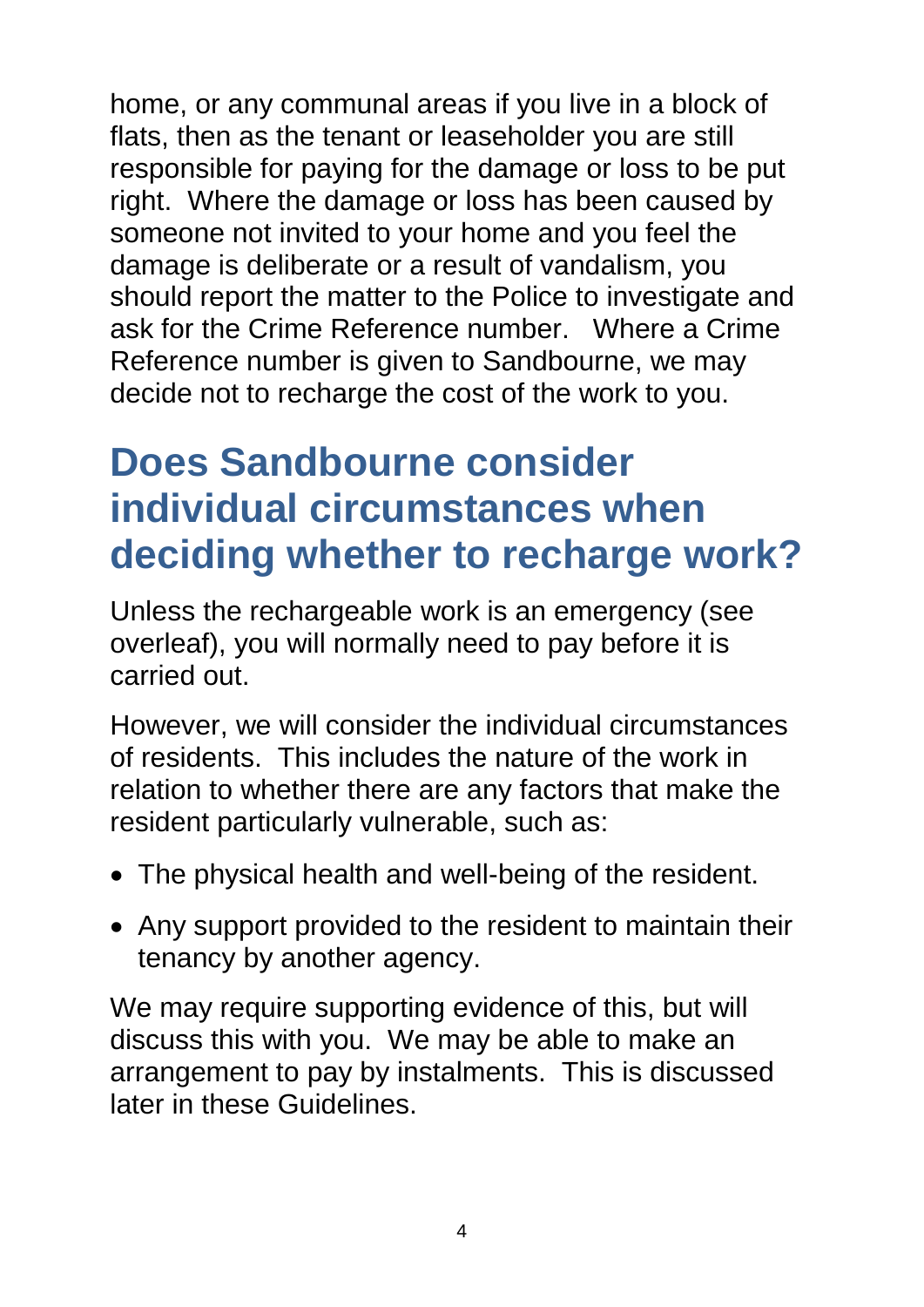home, or any communal areas if you live in a block of flats, then as the tenant or leaseholder you are still responsible for paying for the damage or loss to be put right. Where the damage or loss has been caused by someone not invited to your home and you feel the damage is deliberate or a result of vandalism, you should report the matter to the Police to investigate and ask for the Crime Reference number. Where a Crime Reference number is given to Sandbourne, we may decide not to recharge the cost of the work to you.

## Does Sandbourne consider individual circumstances when deciding whether to recharge work?

Unless the rechargeable work is an emergency (see overleaf), you will normally need to pay before it is carried out.

However, we will consider the individual circumstances of residents. This includes the nature of the work in relation to whether there are any factors that make the resident particularly vulnerable, such as:

- The physical health and well-being of the resident.
- Any support provided to the resident to maintain their tenancy by another agency.

We may require supporting evidence of this, but will discuss this with you. We may be able to make an arrangement to pay by instalments. This is discussed later in these Guidelines.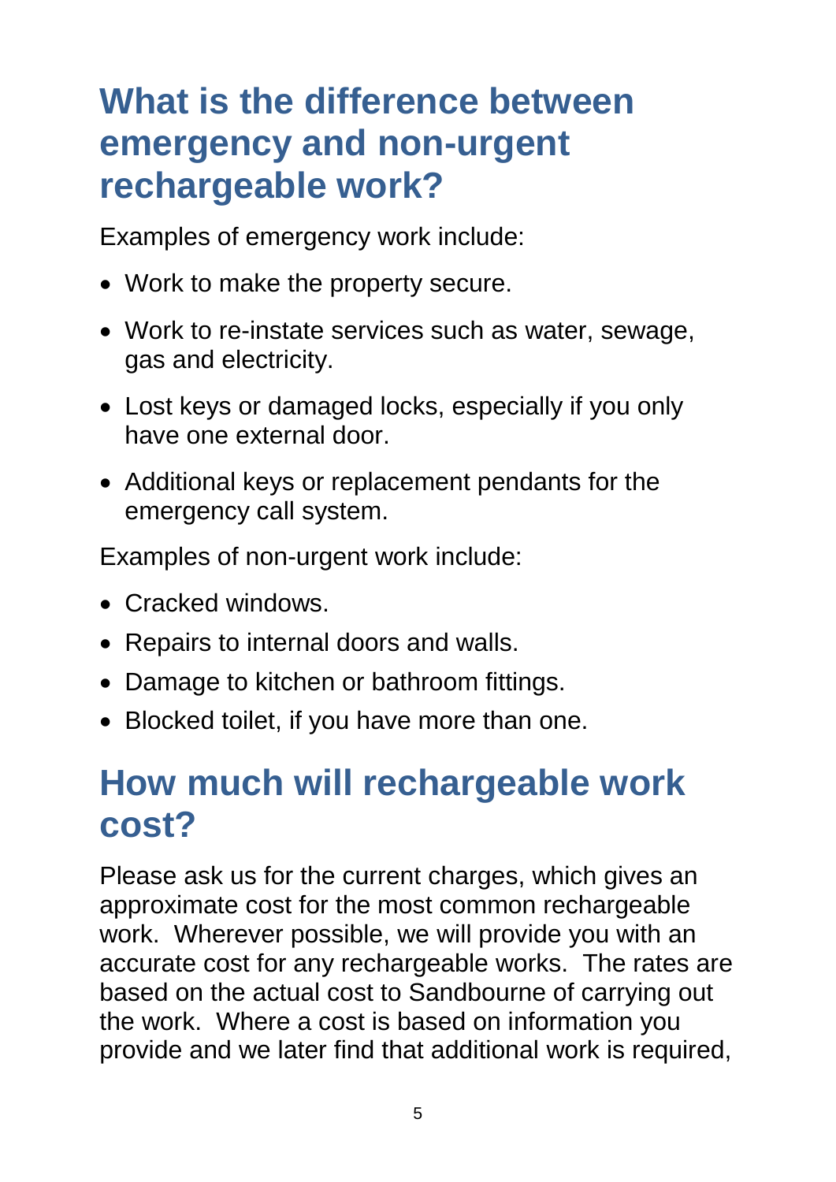## What is the difference between emergency and non-urgent rechargeable work?

Examples of emergency work include:

- Work to make the property secure.
- Work to re-instate services such as water, sewage, gas and electricity.
- Lost keys or damaged locks, especially if you only have one external door.
- Additional keys or replacement pendants for the emergency call system.

Examples of non-urgent work include:

- Cracked windows.
- Repairs to internal doors and walls.
- Damage to kitchen or bathroom fittings.
- Blocked toilet, if you have more than one.

## How much will rechargeable work cost?

Please ask us for the current charges, which gives an approximate cost for the most common rechargeable work. Wherever possible, we will provide you with an accurate cost for any rechargeable works. The rates are based on the actual cost to Sandbourne of carrying out the work. Where a cost is based on information you provide and we later find that additional work is required,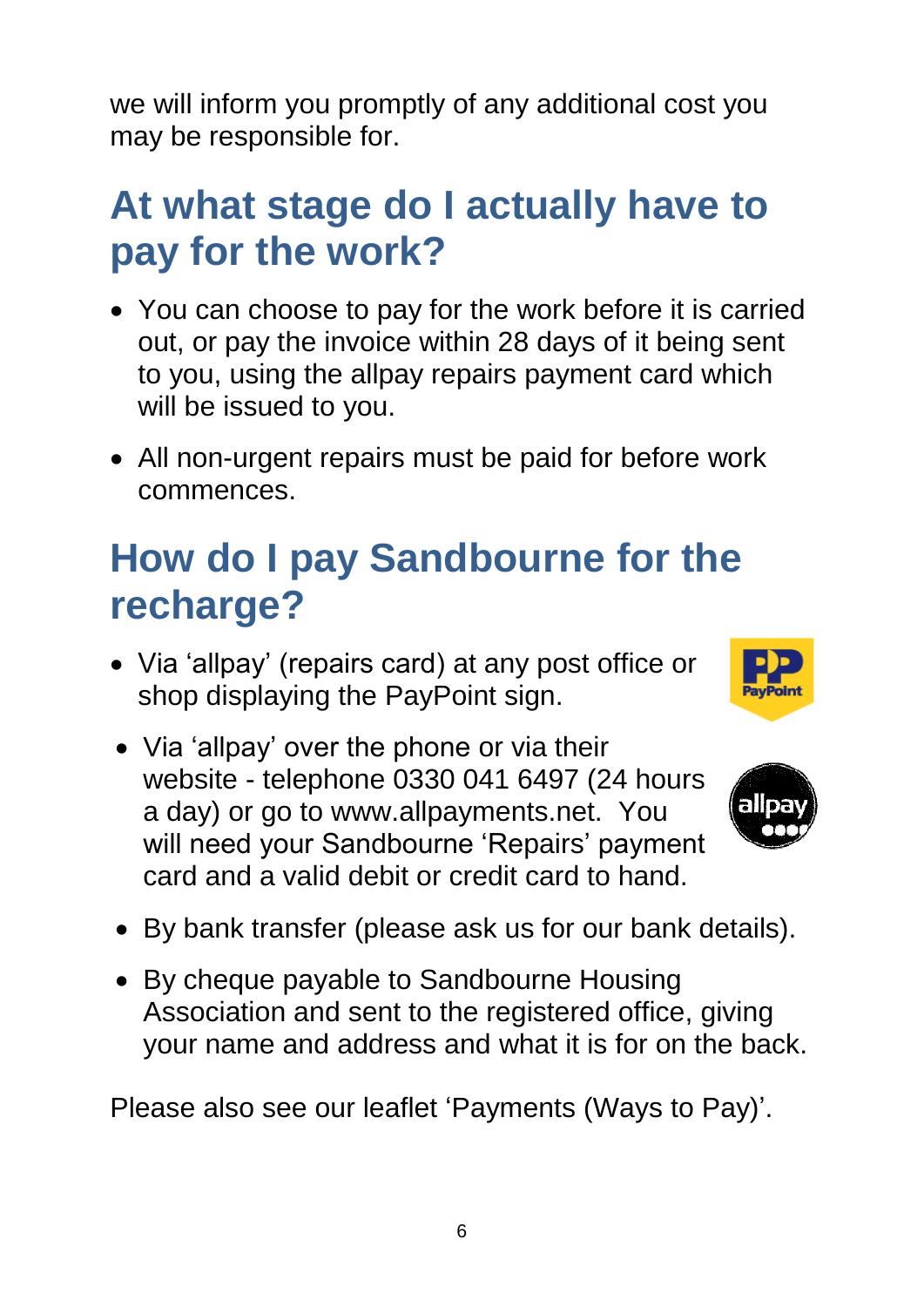we will inform you promptly of any additional cost you may be responsible for.

## At what stage do I actually have to pay for the work?

- You can choose to pay for the work before it is carried out, or pay the invoice within 28 days of it being sent to you, using the allpay repairs payment card which will be issued to you.
- All non-urgent repairs must be paid for before work commences.

## How do I pay Sandbourne for the recharge?

- Via 'allpay' (repairs card) at any post office or shop displaying the PayPoint sign.
- Via 'allpay' over the phone or via their website - telephone 0330 041 6497 (24 hours a day) or go to www.allpayments.net. You will need your Sandbourne 'Repairs' payment card and a valid debit or credit card to hand.
- By bank transfer (please ask us for our bank details).
- By cheque payable to Sandbourne Housing Association and sent to the registered office, giving your name and address and what it is for on the back.

Please also see our leaflet 'Payments (Ways to Pay)'.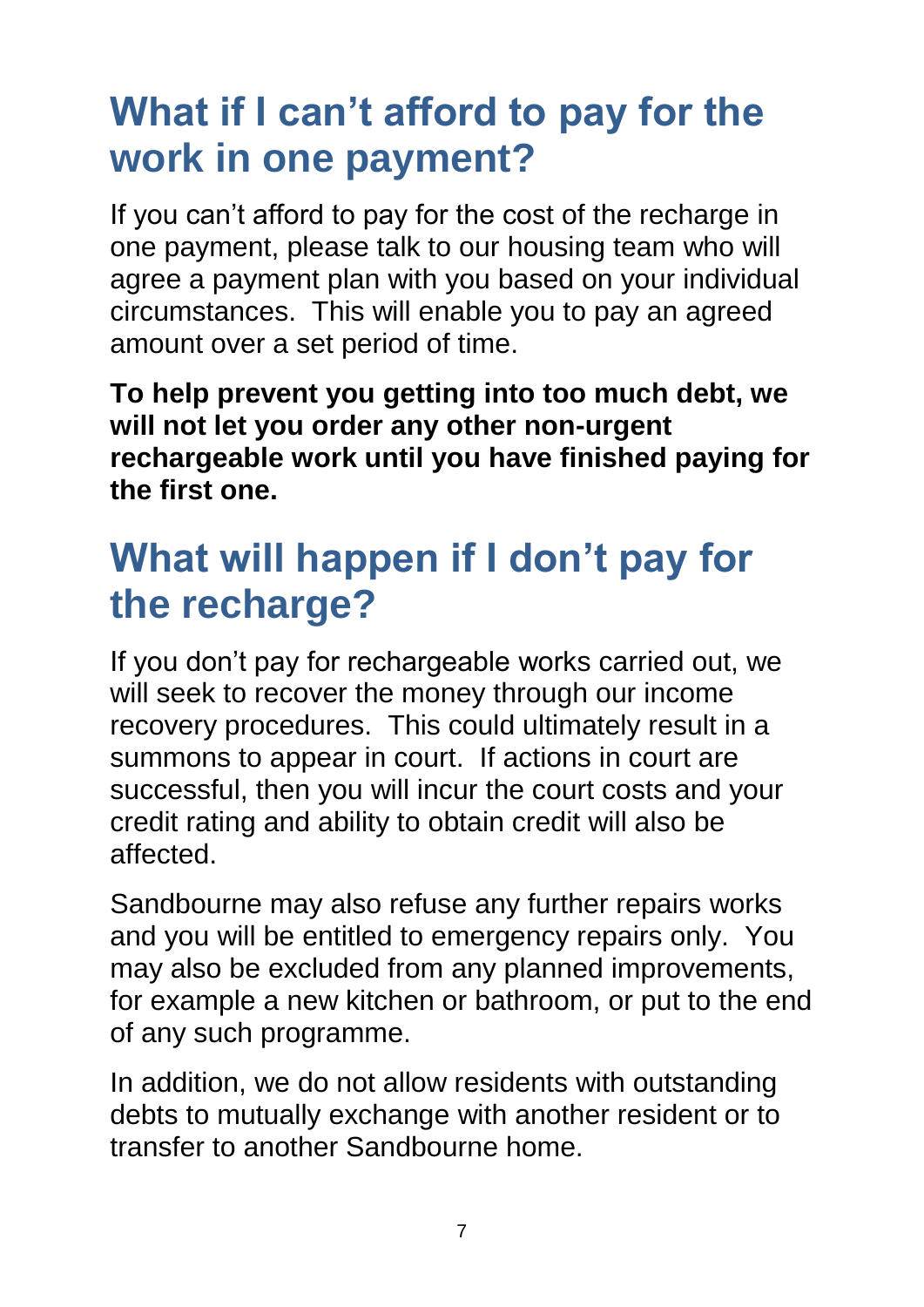## What if I can't afford to pay for the work in one payment?

If you can't afford to pay for the cost of the recharge in one payment, please talk to our housing team who will agree a payment plan with you based on your individual circumstances. This will enable you to pay an agreed amount over a set period of time.

**To help prevent you getting into too much debt, we will not let you order any other non-urgent rechargeable work until you have finished paying for the first one.**

## What will happen if I don't pay for the recharge?

If you don't pay for rechargeable works carried out, we will seek to recover the money through our income recovery procedures. This could ultimately result in a summons to appear in court. If actions in court are successful, then you will incur the court costs and your credit rating and ability to obtain credit will also be affected.

Sandbourne may also refuse any further repairs works and you will be entitled to emergency repairs only. You may also be excluded from any planned improvements, for example a new kitchen or bathroom, or put to the end of any such programme.

In addition, we do not allow residents with outstanding debts to mutually exchange with another resident or to transfer to another Sandbourne home.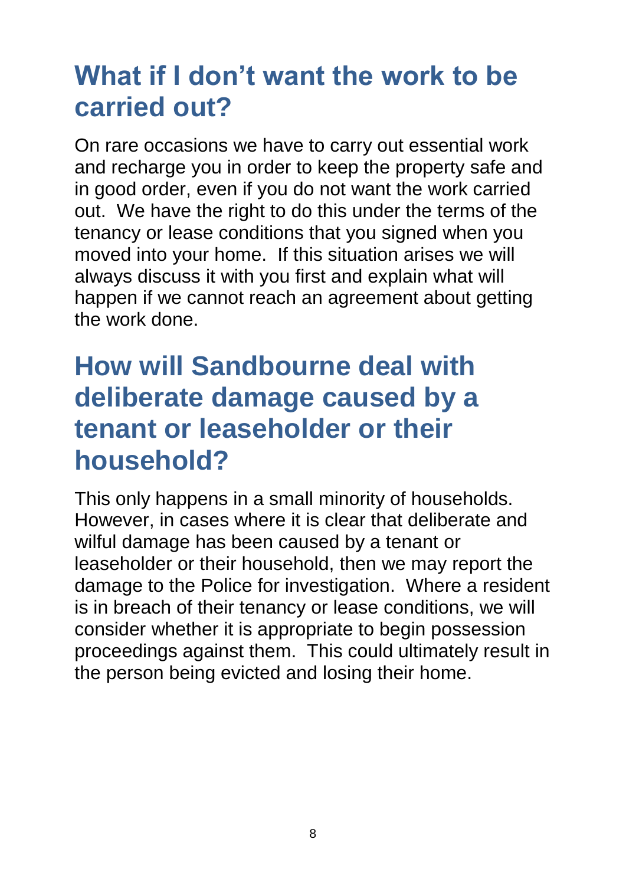## What if I don’t want the work to be carried out?

On rare occasions we have to carry out essential work and recharge you in order to keep the property safe and in good order, even if you do not want the work carried out. We have the right to do this under the terms of the tenancy or lease conditions that you signed when you moved into your home. If this situation arises we will always discuss it with you first and explain what will happen if we cannot reach an agreement about getting the work done.

## How will Sandbourne deal with deliberate damage caused by a tenant or leaseholder or their household?

This only happens in a small minority of households. However, in cases where it is clear that deliberate and wilful damage has been caused by a tenant or leaseholder or their household, then we may report the damage to the Police for investigation. Where a resident is in breach of their tenancy or lease conditions, we will consider whether it is appropriate to begin possession proceedings against them. This could ultimately result in the person being evicted and losing their home.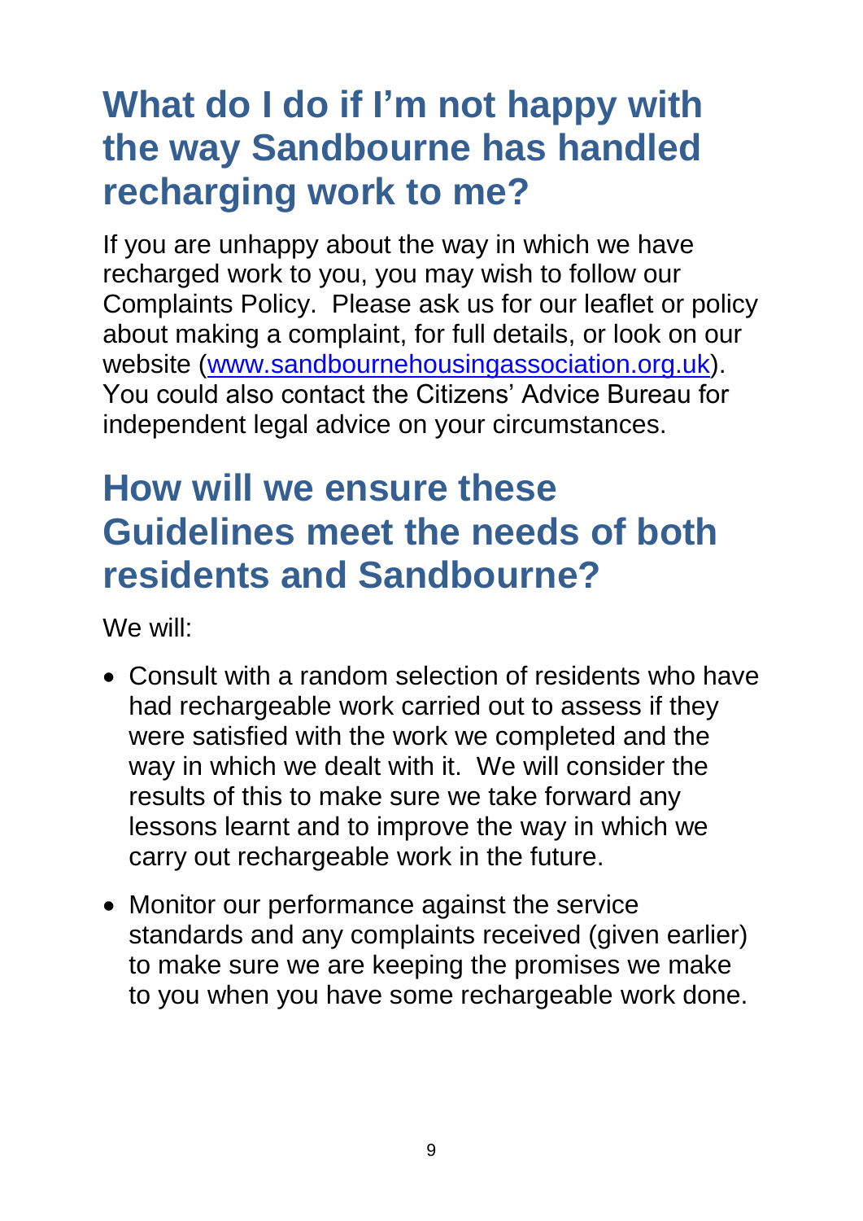## What do I do if I'm not happy with the way Sandbourne has handled recharging work to me?

If you are unhappy about the way in which we have recharged work to you, you may wish to follow our Complaints Policy. Please ask us for our leaflet or policy about making a complaint, for full details, or look on our website ([www.sandbournehousingassociation.org.uk](http://www.sandbournehousingassociation.org.uk)). You could also contact the Citizens' Advice Bureau for independent legal advice on your circumstances.

## How will we ensure these Guidelines meet the needs of both residents and Sandbourne?

We will:

- Consult with a random selection of residents who have had rechargeable work carried out to assess if they were satisfied with the work we completed and the way in which we dealt with it. We will consider the results of this to make sure we take forward any lessons learnt and to improve the way in which we carry out rechargeable work in the future.
- Monitor our performance against the service standards and any complaints received (given earlier) to make sure we are keeping the promises we make to you when you have some rechargeable work done.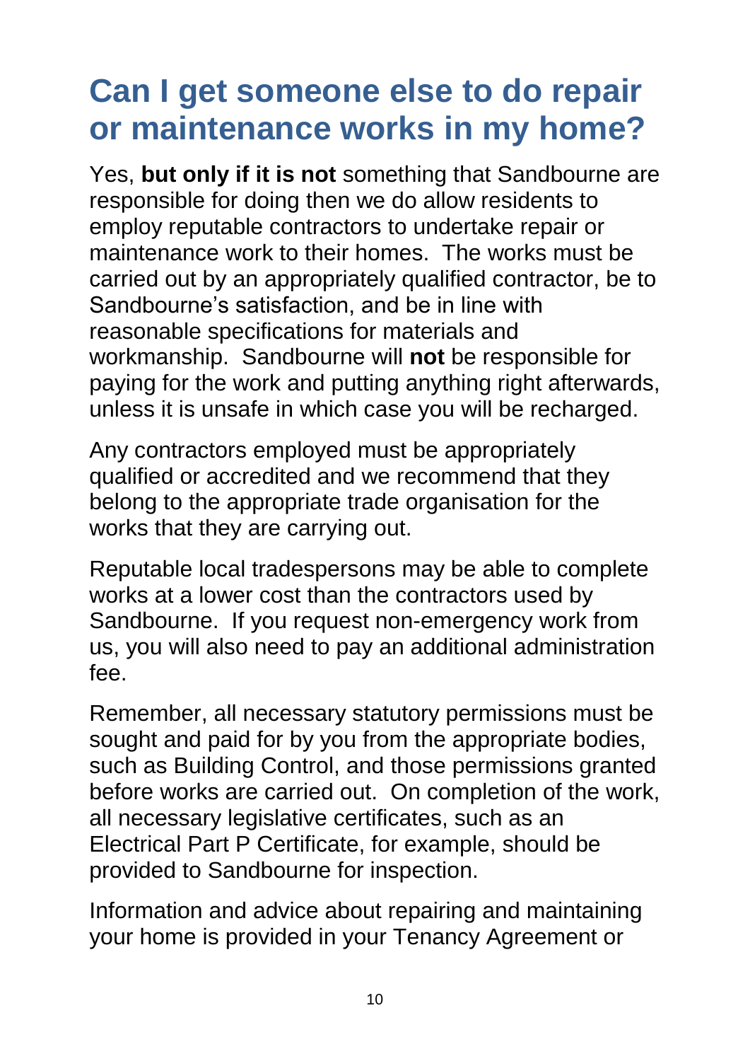# Can I get someone else to do repair or maintenance works in my home?

Yes, **but only if it is not** something that Sandbourne are responsible for doing then we do allow residents to employ reputable contractors to undertake repair or maintenance work to their homes. The works must be carried out by an appropriately qualified contractor, be to Sandbourne's satisfaction, and be in line with reasonable specifications for materials and workmanship. Sandbourne will **not** be responsible for paying for the work and putting anything right afterwards, unless it is unsafe in which case you will be recharged.

Any contractors employed must be appropriately qualified or accredited and we recommend that they belong to the appropriate trade organisation for the works that they are carrying out.

Reputable local tradespersons may be able to complete works at a lower cost than the contractors used by Sandbourne. If you request non-emergency work from us, you will also need to pay an additional administration fee.

Remember, all necessary statutory permissions must be sought and paid for by you from the appropriate bodies, such as Building Control, and those permissions granted before works are carried out. On completion of the work, all necessary legislative certificates, such as an Electrical Part P Certificate, for example, should be provided to Sandbourne for inspection.

Information and advice about repairing and maintaining your home is provided in your Tenancy Agreement or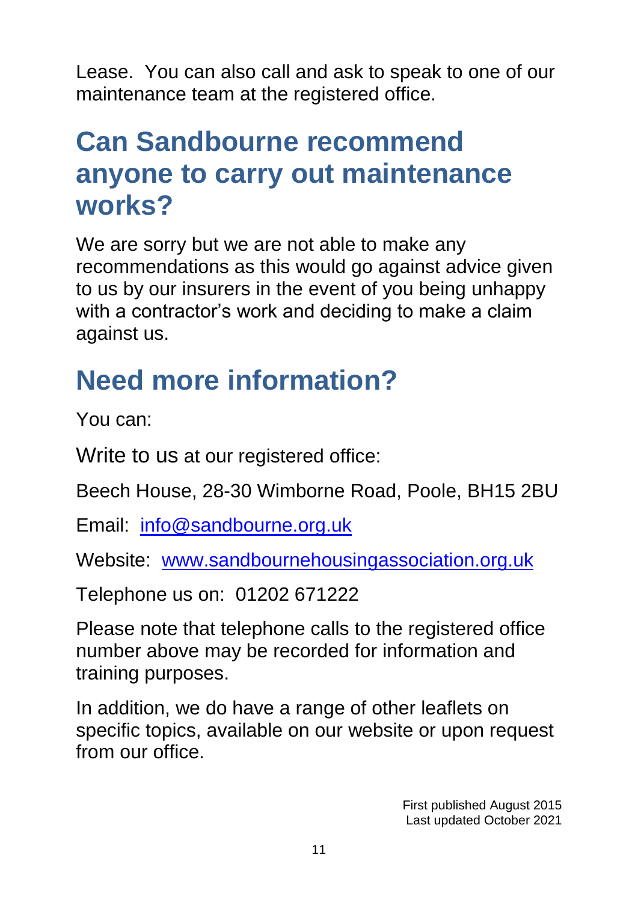Lease. You can also call and ask to speak to one of our maintenance team at the registered office.

## Can Sandbourne recommend anyone to carry out maintenance works?

We are sorry but we are not able to make any recommendations as this would go against advice given to us by our insurers in the event of you being unhappy with a contractor's work and deciding to make a claim against us.

## Need more information?

You can:

Write to us at our registered office:

Beech House, 28-30 Wimborne Road, Poole, BH15 2BU

Email: [info@sandbourne.org.uk](mailto:info@sandbourne.org.uk)

Website: [www.sandbournehousingassociation.org.uk](http://www.sandbournehousingassociation.org.uk)

Telephone us on: 01202 671222

Please note that telephone calls to the registered office number above may be recorded for information and training purposes.

In addition, we do have a range of other leaflets on specific topics, available on our website or upon request from our office.

First published August 2015
Last updated October 2021